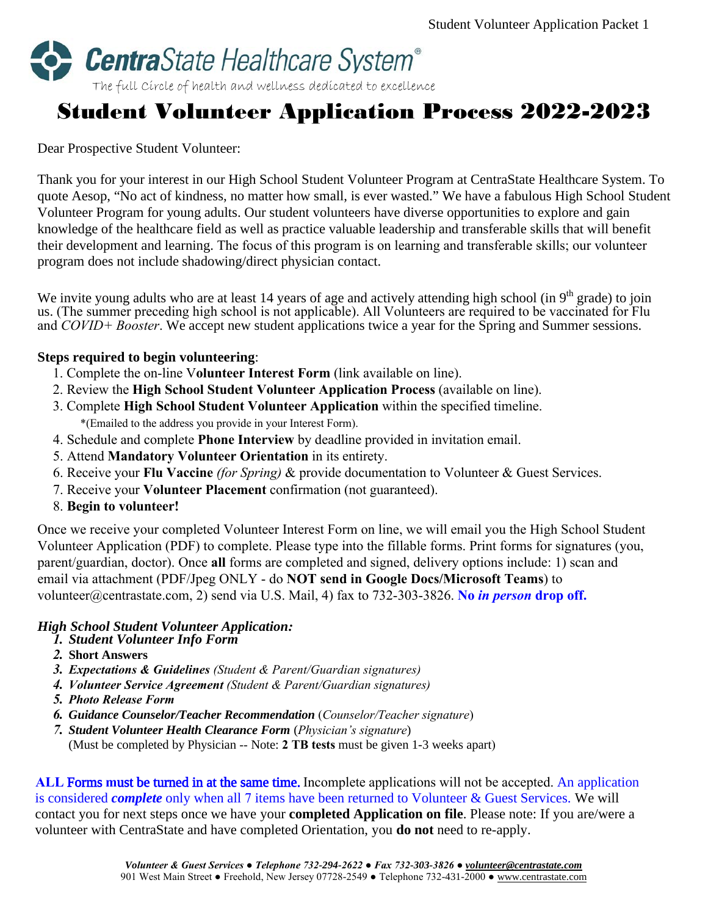**CentraState Healthcare System**®

The full Circle of health and wellness dedicated to excellence

# Student Volunteer Application Process 2022-2023

Dear Prospective Student Volunteer:

Thank you for your interest in our High School Student Volunteer Program at CentraState Healthcare System. To quote Aesop, "No act of kindness, no matter how small, is ever wasted." We have a fabulous High School Student Volunteer Program for young adults. Our student volunteers have diverse opportunities to explore and gain knowledge of the healthcare field as well as practice valuable leadership and transferable skills that will benefit their development and learning. The focus of this program is on learning and transferable skills; our volunteer program does not include shadowing/direct physician contact.

We invite young adults who are at least 14 years of age and actively attending high school (in 9th grade) to join us. (The summer preceding high school is not applicable). All Volunteers are required to be vaccinated for Flu and *COVID+ Booster*. We accept new student applications twice a year for the Spring and Summer sessions.

**Steps required to begin volunteering**:

1. Complete the on-line V**olunteer Interest Form** (link available on line).
2. Review the **High School Student Volunteer Application Process** (available on line).
3. Complete **High School Student Volunteer Application** within the specified timeline.
   *(Emailed to the address you provide in your Interest Form).
4. Schedule and complete **Phone Interview** by deadline provided in invitation email.
5. Attend **Mandatory Volunteer Orientation** in its entirety.
6. Receive your **Flu Vaccine** *(for Spring)* & provide documentation to Volunteer & Guest Services.
7. Receive your **Volunteer Placement** confirmation (not guaranteed).
8. **Begin to volunteer!**

Once we receive your completed Volunteer Interest Form on line, we will email you the High School Student Volunteer Application (PDF) to complete. Please type into the fillable forms. Print forms for signatures (you, parent/guardian, doctor). Once **all** forms are completed and signed, delivery options include: 1) scan and email via attachment (PDF/Jpeg ONLY - do **NOT send in Google Docs/Microsoft Teams**) to volunteer@centrastate.com, 2) send via U.S. Mail, 4) fax to 732-303-3826. **No *in person* drop off.**

***High School Student Volunteer Application:***

1. ***Student Volunteer Info Form***
2. **Short Answers**
3. ***Expectations & Guidelines*** *(Student & Parent/Guardian signatures)*
4. ***Volunteer Service Agreement*** *(Student & Parent/Guardian signatures)*
5. ***Photo Release Form***
6. ***Guidance Counselor/Teacher Recommendation*** (*Counselor/Teacher signature*)
7. ***Student Volunteer Health Clearance Form*** (*Physician's signature*)
   (Must be completed by Physician -- Note: **2 TB tests** must be given 1-3 weeks apart)

ALL Forms must be turned in at the same time. Incomplete applications will not be accepted. An application is considered ***complete*** only when all 7 items have been returned to Volunteer & Guest Services. We will contact you for next steps once we have your **completed Application on file**. Please note: If you are/were a volunteer with CentraState and have completed Orientation, you **do not** need to re-apply.

***Volunteer & Guest Services ● Telephone 732-294-2622 ● Fax 732-303-3826 ● volunteer@centrastate.com***
901 West Main Street ● Freehold, New Jersey 07728-2549 ● Telephone 732-431-2000 ● www.centrastate.com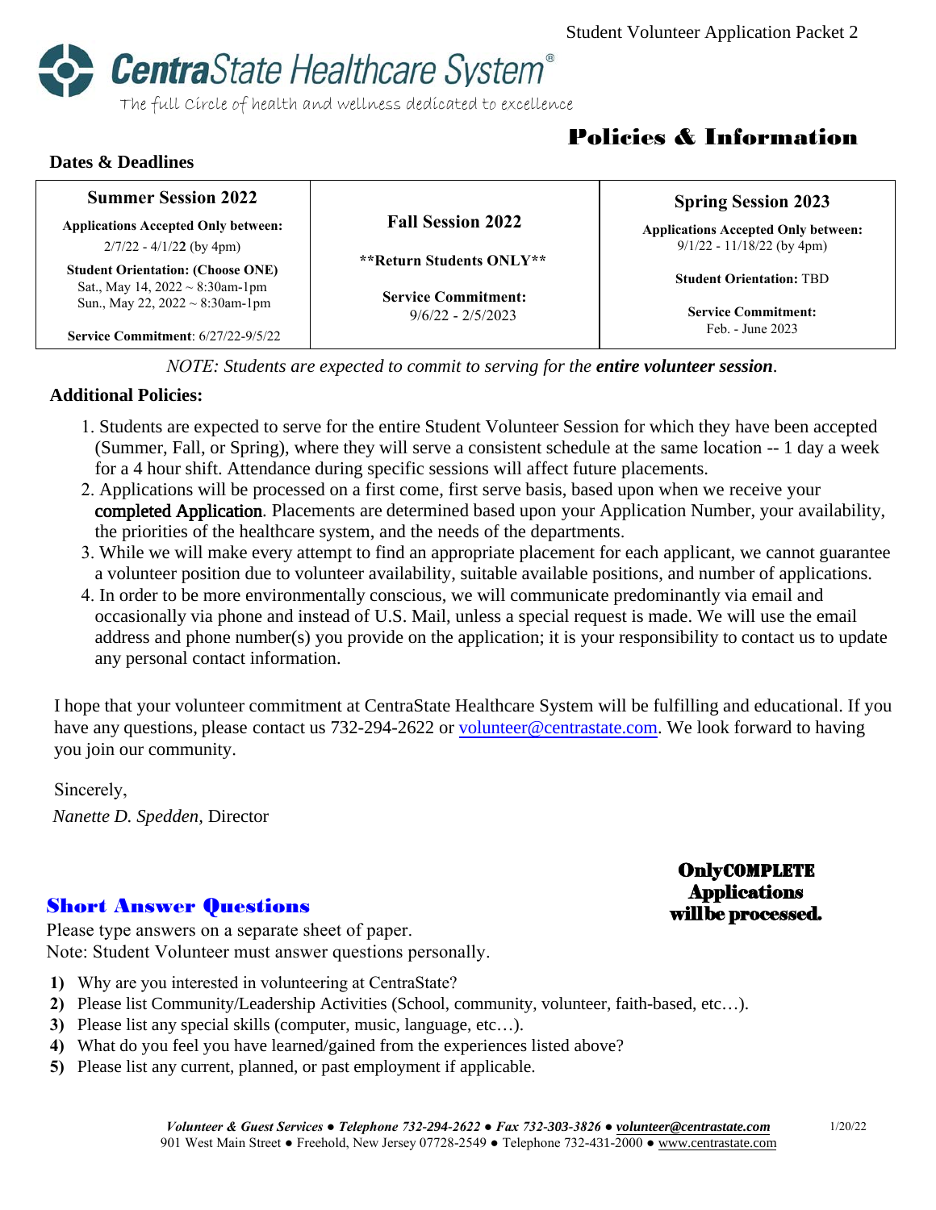# CentraState Healthcare System®

The full circle of health and wellness dedicated to excellence

## Policies & Information

### Dates & Deadlines

| Summer Session 2022 | Fall Session 2022 | Spring Session 2023 |
|---|---|---|
| **Applications Accepted Only between:** 2/7/22 - 4/1/22 (by 4pm) **Student Orientation: (Choose ONE)** Sat., May 14, 2022 ~ 8:30am-1pm Sun., May 22, 2022 ~ 8:30am-1pm **Service Commitment**: 6/27/22-9/5/22 | **\*\*Return Students ONLY\*\*** **Service Commitment:** 9/6/22 - 2/5/2023 | **Applications Accepted Only between:** 9/1/22 - 11/18/22 (by 4pm) **Student Orientation:** TBD **Service Commitment:** Feb. - June 2023 |

*NOTE: Students are expected to commit to serving for the **entire volunteer session**.*

### Additional Policies:

1. Students are expected to serve for the entire Student Volunteer Session for which they have been accepted (Summer, Fall, or Spring), where they will serve a consistent schedule at the same location -- 1 day a week for a 4 hour shift. Attendance during specific sessions will affect future placements.
2. Applications will be processed on a first come, first serve basis, based upon when we receive your completed Application. Placements are determined based upon your Application Number, your availability, the priorities of the healthcare system, and the needs of the departments.
3. While we will make every attempt to find an appropriate placement for each applicant, we cannot guarantee a volunteer position due to volunteer availability, suitable available positions, and number of applications.
4. In order to be more environmentally conscious, we will communicate predominantly via email and occasionally via phone and instead of U.S. Mail, unless a special request is made. We will use the email address and phone number(s) you provide on the application; it is your responsibility to contact us to update any personal contact information.

I hope that your volunteer commitment at CentraState Healthcare System will be fulfilling and educational. If you have any questions, please contact us 732-294-2622 or volunteer@centrastate.com. We look forward to having you join our community.

Sincerely,

*Nanette D. Spedden,* Director

**Only COMPLETE Applications will be processed.**

## Short Answer Questions

Please type answers on a separate sheet of paper.
Note: Student Volunteer must answer questions personally.

1) Why are you interested in volunteering at CentraState?
2) Please list Community/Leadership Activities (School, community, volunteer, faith-based, etc…).
3) Please list any special skills (computer, music, language, etc…).
4) What do you feel you have learned/gained from the experiences listed above?
5) Please list any current, planned, or past employment if applicable.

*Volunteer & Guest Services ● Telephone 732-294-2622 ● Fax 732-303-3826 ● volunteer@centrastate.com*
901 West Main Street ● Freehold, New Jersey 07728-2549 ● Telephone 732-431-2000 ● www.centrastate.com

1/20/22